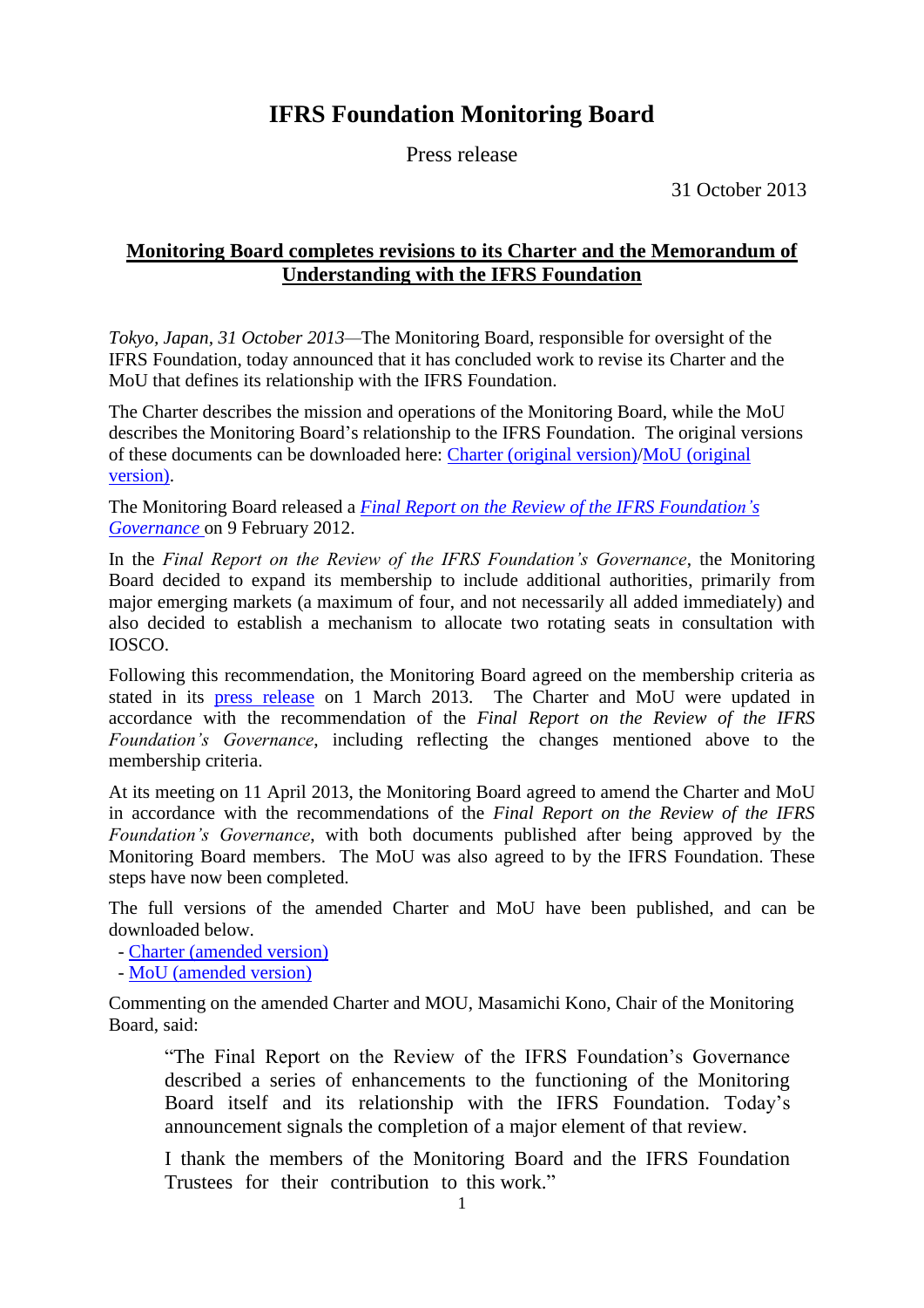# IFRS Foundation Monitoring Board

Press release

31 October 2013

## Monitoring Board completes revisions to its Charter and the Memorandum of Understanding with the IFRS Foundation

*Tokyo, Japan, 31 October 2013*—The Monitoring Board, responsible for oversight of the IFRS Foundation, today announced that it has concluded work to revise its Charter and the MoU that defines its relationship with the IFRS Foundation.

The Charter describes the mission and operations of the Monitoring Board, while the MoU describes the Monitoring Board's relationship to the IFRS Foundation. The original versions of these documents can be downloaded here: Charter (original version)/MoU (original version).

The Monitoring Board released a *Final Report on the Review of the IFRS Foundation's Governance* on 9 February 2012.

In the *Final Report on the Review of the IFRS Foundation's Governance*, the Monitoring Board decided to expand its membership to include additional authorities, primarily from major emerging markets (a maximum of four, and not necessarily all added immediately) and also decided to establish a mechanism to allocate two rotating seats in consultation with IOSCO.

Following this recommendation, the Monitoring Board agreed on the membership criteria as stated in its press release on 1 March 2013. The Charter and MoU were updated in accordance with the recommendation of the *Final Report on the Review of the IFRS Foundation's Governance*, including reflecting the changes mentioned above to the membership criteria.

At its meeting on 11 April 2013, the Monitoring Board agreed to amend the Charter and MoU in accordance with the recommendations of the *Final Report on the Review of the IFRS Foundation's Governance*, with both documents published after being approved by the Monitoring Board members. The MoU was also agreed to by the IFRS Foundation. These steps have now been completed.

The full versions of the amended Charter and MoU have been published, and can be downloaded below.

- Charter (amended version)
- MoU (amended version)

Commenting on the amended Charter and MOU, Masamichi Kono, Chair of the Monitoring Board, said:

> "The Final Report on the Review of the IFRS Foundation's Governance described a series of enhancements to the functioning of the Monitoring Board itself and its relationship with the IFRS Foundation. Today's announcement signals the completion of a major element of that review.
>
> I thank the members of the Monitoring Board and the IFRS Foundation Trustees for their contribution to this work."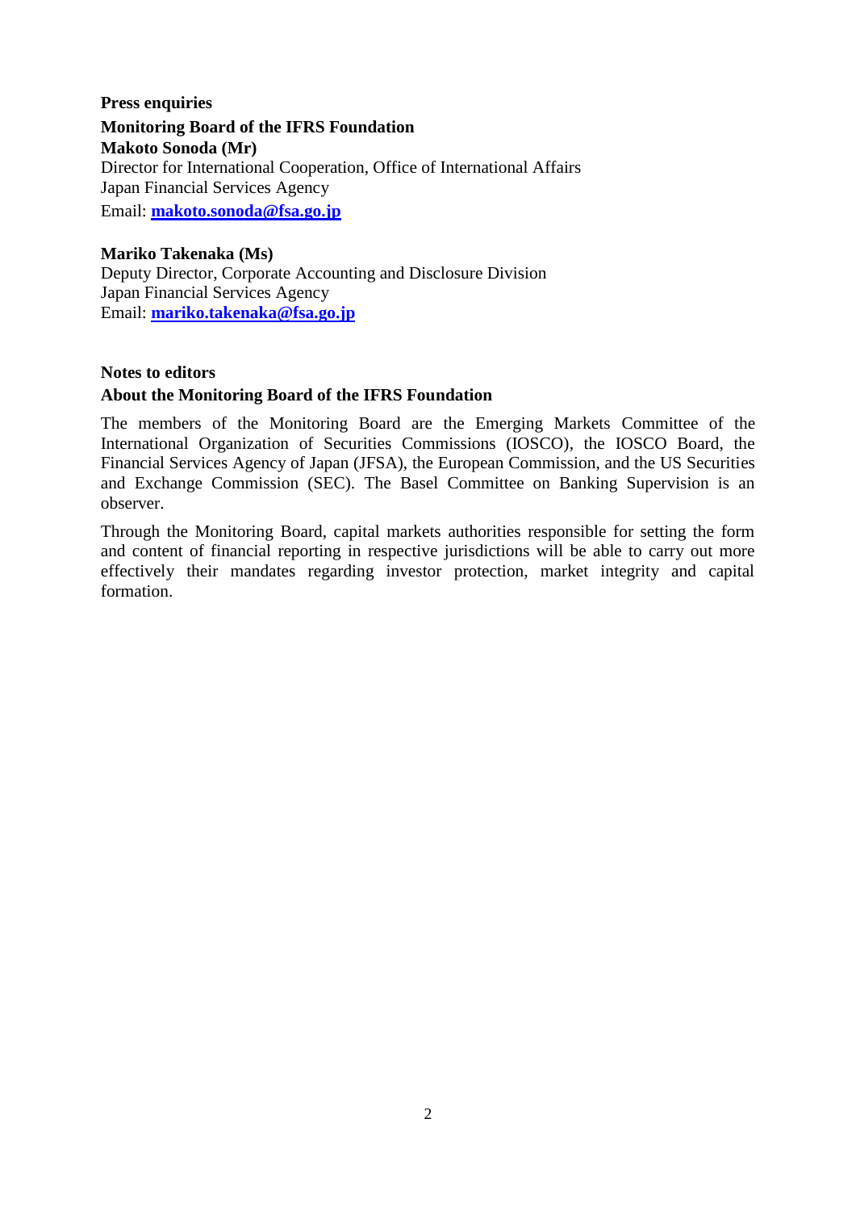**Press enquiries**

**Monitoring Board of the IFRS Foundation**

**Makoto Sonoda (Mr)**
Director for International Cooperation, Office of International Affairs
Japan Financial Services Agency
Email: **makoto.sonoda@fsa.go.jp**

**Mariko Takenaka (Ms)**
Deputy Director, Corporate Accounting and Disclosure Division
Japan Financial Services Agency
Email: **mariko.takenaka@fsa.go.jp**

**Notes to editors**

**About the Monitoring Board of the IFRS Foundation**

The members of the Monitoring Board are the Emerging Markets Committee of the International Organization of Securities Commissions (IOSCO), the IOSCO Board, the Financial Services Agency of Japan (JFSA), the European Commission, and the US Securities and Exchange Commission (SEC). The Basel Committee on Banking Supervision is an observer.

Through the Monitoring Board, capital markets authorities responsible for setting the form and content of financial reporting in respective jurisdictions will be able to carry out more effectively their mandates regarding investor protection, market integrity and capital formation.